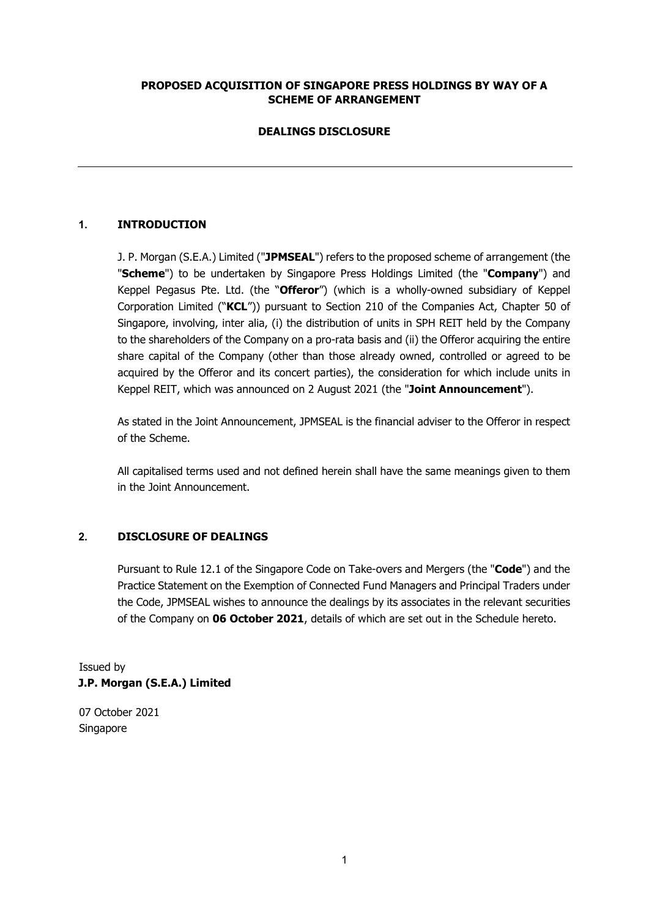**PROPOSED ACQUISITION OF SINGAPORE PRESS HOLDINGS BY WAY OF A SCHEME OF ARRANGEMENT**

**DEALINGS DISCLOSURE**

---

## 1. INTRODUCTION

J. P. Morgan (S.E.A.) Limited ("**JPMSEAL**") refers to the proposed scheme of arrangement (the "**Scheme**") to be undertaken by Singapore Press Holdings Limited (the "**Company**") and Keppel Pegasus Pte. Ltd. (the "**Offeror**") (which is a wholly-owned subsidiary of Keppel Corporation Limited ("**KCL**")) pursuant to Section 210 of the Companies Act, Chapter 50 of Singapore, involving, inter alia, (i) the distribution of units in SPH REIT held by the Company to the shareholders of the Company on a pro-rata basis and (ii) the Offeror acquiring the entire share capital of the Company (other than those already owned, controlled or agreed to be acquired by the Offeror and its concert parties), the consideration for which include units in Keppel REIT, which was announced on 2 August 2021 (the "**Joint Announcement**").

As stated in the Joint Announcement, JPMSEAL is the financial adviser to the Offeror in respect of the Scheme.

All capitalised terms used and not defined herein shall have the same meanings given to them in the Joint Announcement.

## 2. DISCLOSURE OF DEALINGS

Pursuant to Rule 12.1 of the Singapore Code on Take-overs and Mergers (the "**Code**") and the Practice Statement on the Exemption of Connected Fund Managers and Principal Traders under the Code, JPMSEAL wishes to announce the dealings by its associates in the relevant securities of the Company on **06 October 2021**, details of which are set out in the Schedule hereto.

Issued by
**J.P. Morgan (S.E.A.) Limited**

07 October 2021
Singapore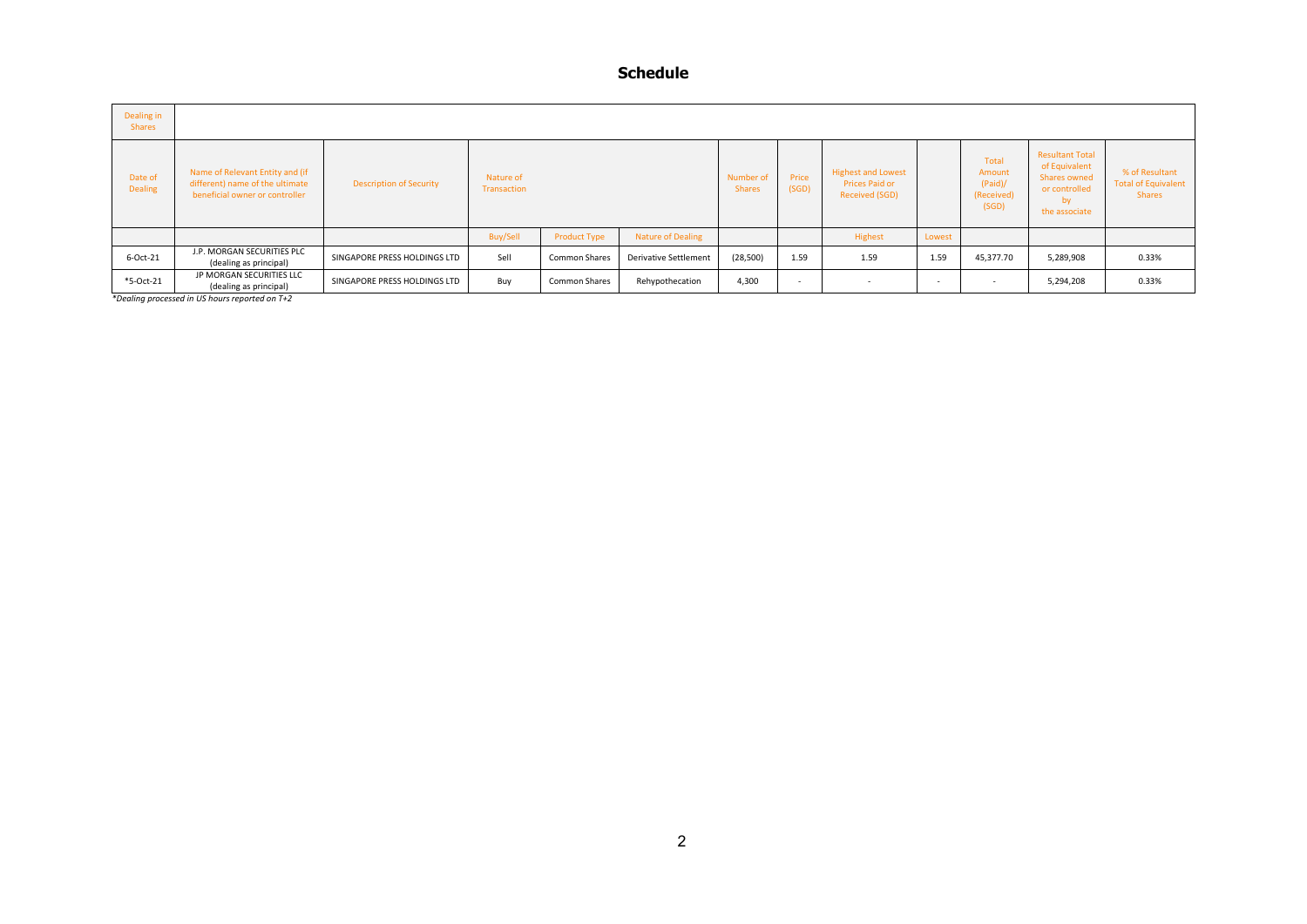# Schedule

| Dealing in Shares | | | | | | | | | | | | |
|---|---|---|---|---|---|---|---|---|---|---|---|---|
| Date of Dealing | Name of Relevant Entity and (if different) name of the ultimate beneficial owner or controller | Description of Security | Nature of Transaction | | | Number of Shares | Price (SGD) | Highest and Lowest Prices Paid or Received (SGD) | | Total Amount (Paid)/ (Received) (SGD) | Resultant Total of Equivalent Shares owned or controlled by the associate | % of Resultant Total of Equivalent Shares |
| | | | Buy/Sell | Product Type | Nature of Dealing | | | Highest | Lowest | | | |
| 6-Oct-21 | J.P. MORGAN SECURITIES PLC (dealing as principal) | SINGAPORE PRESS HOLDINGS LTD | Sell | Common Shares | Derivative Settlement | (28,500) | 1.59 | 1.59 | 1.59 | 45,377.70 | 5,289,908 | 0.33% |
| *5-Oct-21 | JP MORGAN SECURITIES LLC (dealing as principal) | SINGAPORE PRESS HOLDINGS LTD | Buy | Common Shares | Rehypothecation | 4,300 | - | - | - | - | 5,294,208 | 0.33% |

*Dealing processed in US hours reported on T+2*